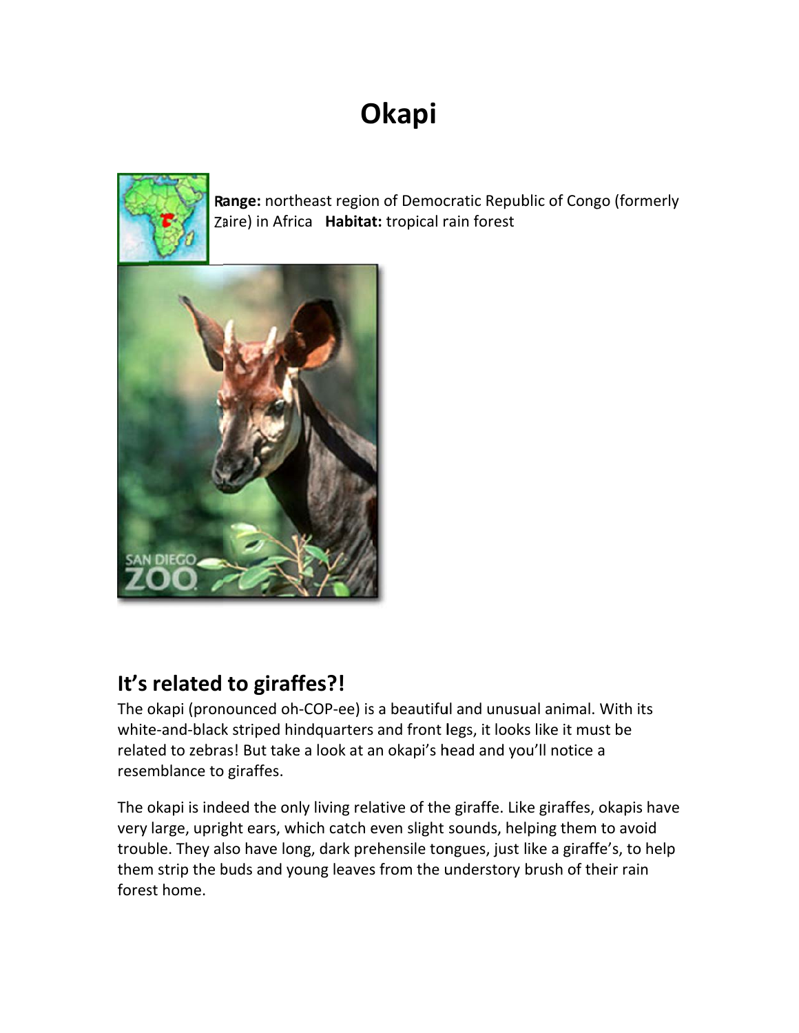# Okapi

**Range:** northeast region of Democratic Republic of Congo (formerly Zaire) in Africa **Habitat:** tropical rain forest

## It's related to giraffes?!

The okapi (pronounced oh-COP-ee) is a beautiful and unusual animal. With its white-and-black striped hindquarters and front legs, it looks like it must be related to zebras! But take a look at an okapi's head and you'll notice a resemblance to giraffes.

The okapi is indeed the only living relative of the giraffe. Like giraffes, okapis have very large, upright ears, which catch even slight sounds, helping them to avoid trouble. They also have long, dark prehensile tongues, just like a giraffe's, to help them strip the buds and young leaves from the understory brush of their rain forest home.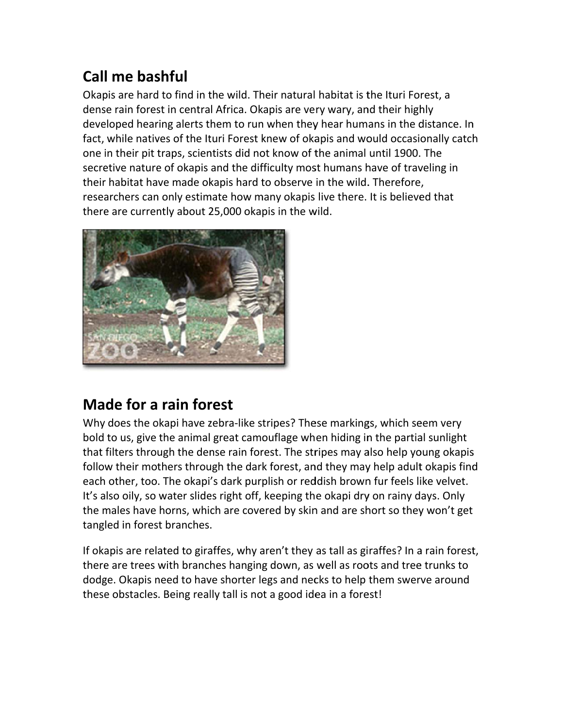## Call me bashful

Okapis are hard to find in the wild. Their natural habitat is the Ituri Forest, a dense rain forest in central Africa. Okapis are very wary, and their highly developed hearing alerts them to run when they hear humans in the distance. In fact, while natives of the Ituri Forest knew of okapis and would occasionally catch one in their pit traps, scientists did not know of the animal until 1900. The secretive nature of okapis and the difficulty most humans have of traveling in their habitat have made okapis hard to observe in the wild. Therefore, researchers can only estimate how many okapis live there. It is believed that there are currently about 25,000 okapis in the wild.

## Made for a rain forest

Why does the okapi have zebra-like stripes? These markings, which seem very bold to us, give the animal great camouflage when hiding in the partial sunlight that filters through the dense rain forest. The stripes may also help young okapis follow their mothers through the dark forest, and they may help adult okapis find each other, too. The okapi's dark purplish or reddish brown fur feels like velvet. It's also oily, so water slides right off, keeping the okapi dry on rainy days. Only the males have horns, which are covered by skin and are short so they won't get tangled in forest branches.

If okapis are related to giraffes, why aren't they as tall as giraffes? In a rain forest, there are trees with branches hanging down, as well as roots and tree trunks to dodge. Okapis need to have shorter legs and necks to help them swerve around these obstacles. Being really tall is not a good idea in a forest!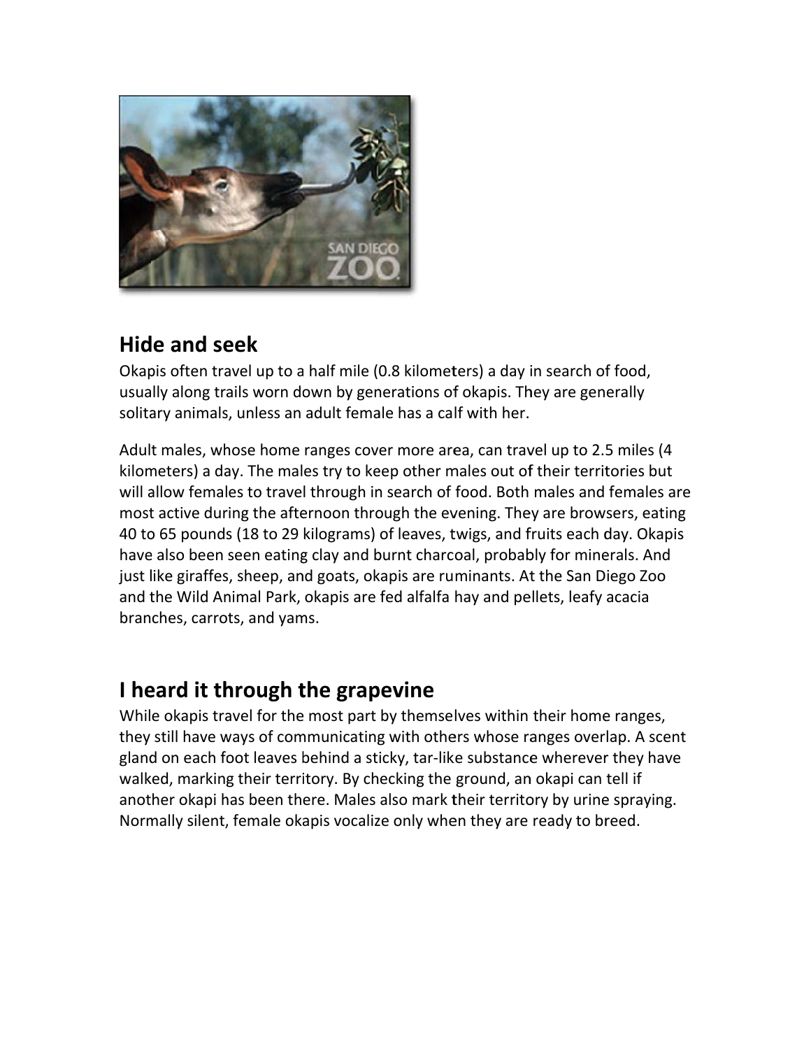## Hide and seek

Okapis often travel up to a half mile (0.8 kilometers) a day in search of food, usually along trails worn down by generations of okapis. They are generally solitary animals, unless an adult female has a calf with her.

Adult males, whose home ranges cover more area, can travel up to 2.5 miles (4 kilometers) a day. The males try to keep other males out of their territories but will allow females to travel through in search of food. Both males and females are most active during the afternoon through the evening. They are browsers, eating 40 to 65 pounds (18 to 29 kilograms) of leaves, twigs, and fruits each day. Okapis have also been seen eating clay and burnt charcoal, probably for minerals. And just like giraffes, sheep, and goats, okapis are ruminants. At the San Diego Zoo and the Wild Animal Park, okapis are fed alfalfa hay and pellets, leafy acacia branches, carrots, and yams.

## I heard it through the grapevine

While okapis travel for the most part by themselves within their home ranges, they still have ways of communicating with others whose ranges overlap. A scent gland on each foot leaves behind a sticky, tar-like substance wherever they have walked, marking their territory. By checking the ground, an okapi can tell if another okapi has been there. Males also mark their territory by urine spraying. Normally silent, female okapis vocalize only when they are ready to breed.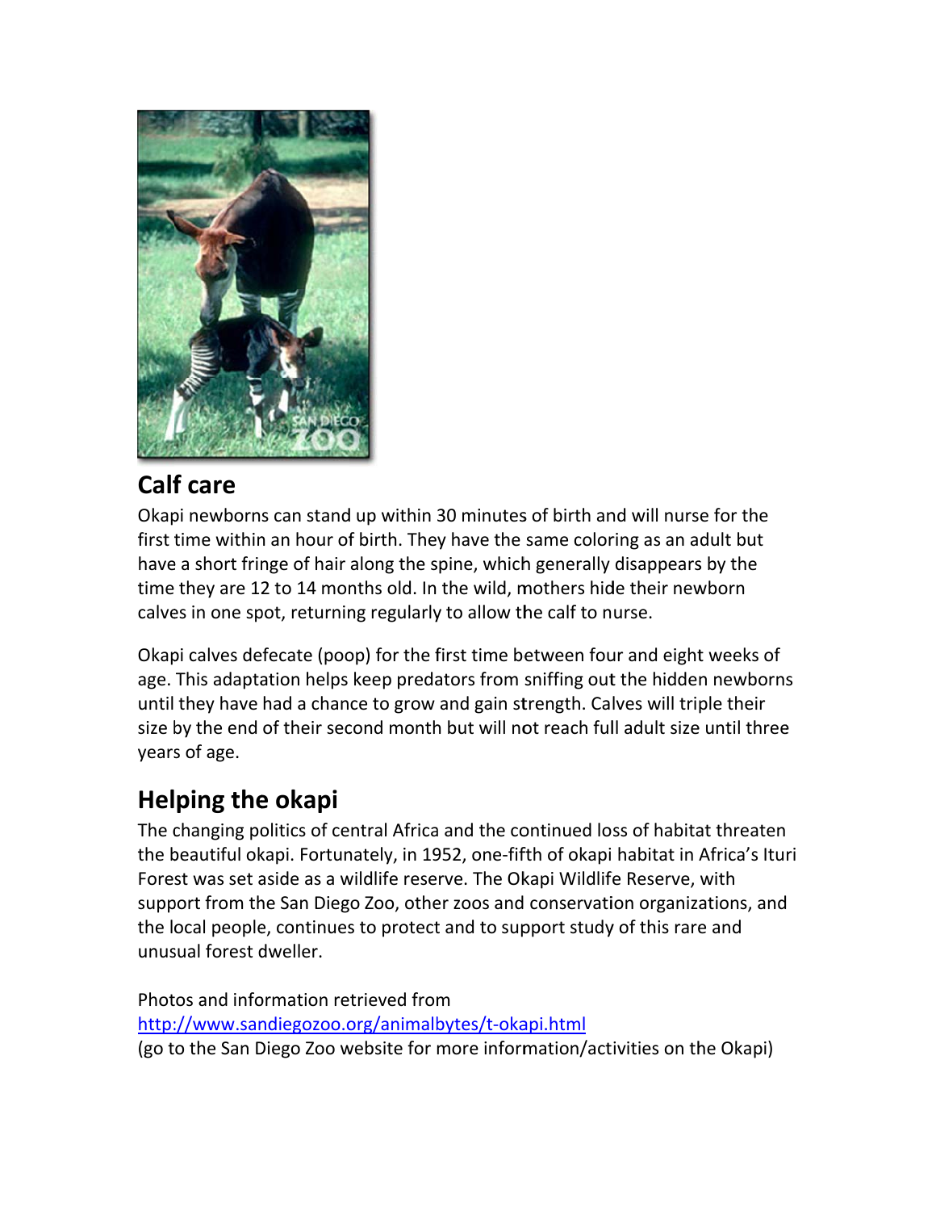## Calf care

Okapi newborns can stand up within 30 minutes of birth and will nurse for the first time within an hour of birth. They have the same coloring as an adult but have a short fringe of hair along the spine, which generally disappears by the time they are 12 to 14 months old. In the wild, mothers hide their newborn calves in one spot, returning regularly to allow the calf to nurse.

Okapi calves defecate (poop) for the first time between four and eight weeks of age. This adaptation helps keep predators from sniffing out the hidden newborns until they have had a chance to grow and gain strength. Calves will triple their size by the end of their second month but will not reach full adult size until three years of age.

## Helping the okapi

The changing politics of central Africa and the continued loss of habitat threaten the beautiful okapi. Fortunately, in 1952, one-fifth of okapi habitat in Africa's Ituri Forest was set aside as a wildlife reserve. The Okapi Wildlife Reserve, with support from the San Diego Zoo, other zoos and conservation organizations, and the local people, continues to protect and to support study of this rare and unusual forest dweller.

Photos and information retrieved from
http://www.sandiegozoo.org/animalbytes/t-okapi.html
(go to the San Diego Zoo website for more information/activities on the Okapi)